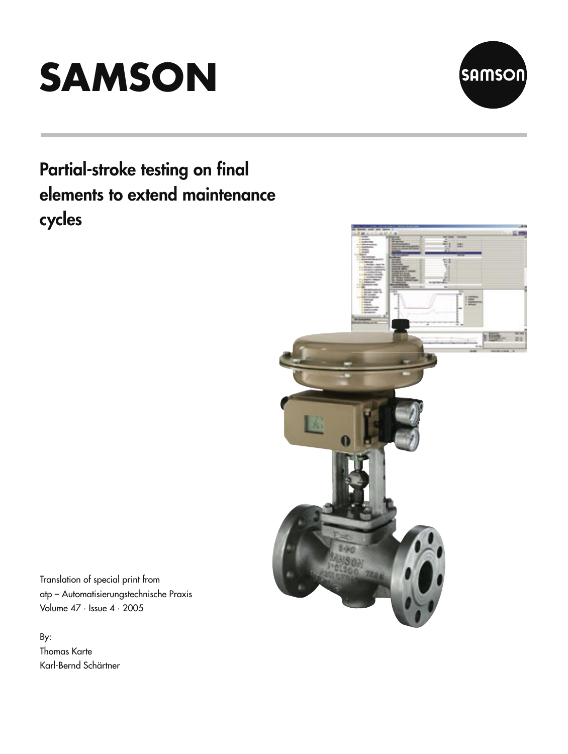# SAMSON

## Partial-stroke testing on final elements to extend maintenance cycles

Translation of special print from
atp – Automatisierungstechnische Praxis
Volume 47 · Issue 4 · 2005

By:
Thomas Karte
Karl-Bernd Schärtner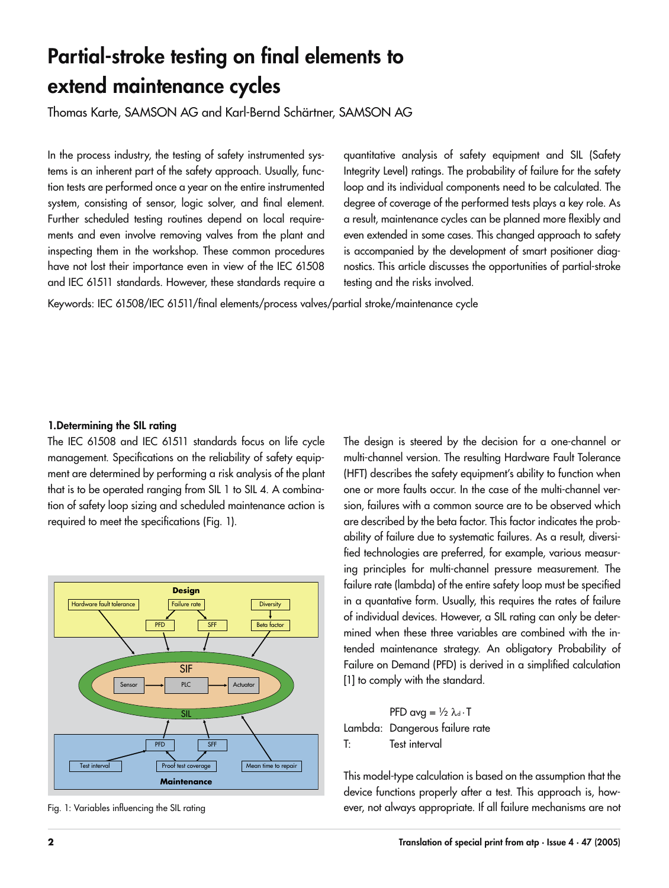# Partial-stroke testing on final elements to extend maintenance cycles

Thomas Karte, SAMSON AG and Karl-Bernd Schärtner, SAMSON AG

In the process industry, the testing of safety instrumented systems is an inherent part of the safety approach. Usually, function tests are performed once a year on the entire instrumented system, consisting of sensor, logic solver, and final element. Further scheduled testing routines depend on local requirements and even involve removing valves from the plant and inspecting them in the workshop. These common procedures have not lost their importance even in view of the IEC 61508 and IEC 61511 standards. However, these standards require a quantitative analysis of safety equipment and SIL (Safety Integrity Level) ratings. The probability of failure for the safety loop and its individual components need to be calculated. The degree of coverage of the performed tests plays a key role. As a result, maintenance cycles can be planned more flexibly and even extended in some cases. This changed approach to safety is accompanied by the development of smart positioner diagnostics. This article discusses the opportunities of partial-stroke testing and the risks involved.

Keywords: IEC 61508/IEC 61511/final elements/process valves/partial stroke/maintenance cycle

### 1.Determining the SIL rating

The IEC 61508 and IEC 61511 standards focus on life cycle management. Specifications on the reliability of safety equipment are determined by performing a risk analysis of the plant that is to be operated ranging from SIL 1 to SIL 4. A combination of safety loop sizing and scheduled maintenance action is required to meet the specifications (Fig. 1).

Fig. 1: Variables influencing the SIL rating

The design is steered by the decision for a one-channel or multi-channel version. The resulting Hardware Fault Tolerance (HFT) describes the safety equipment's ability to function when one or more faults occur. In the case of the multi-channel version, failures with a common source are to be observed which are described by the beta factor. This factor indicates the probability of failure due to systematic failures. As a result, diversified technologies are preferred, for example, various measuring principles for multi-channel pressure measurement. The failure rate (lambda) of the entire safety loop must be specified in a quantative form. Usually, this requires the rates of failure of individual devices. However, a SIL rating can only be determined when these three variables are combined with the intended maintenance strategy. An obligatory Probability of Failure on Demand (PFD) is derived in a simplified calculation [1] to comply with the standard.

$$\text{PFD avg} = \tfrac{1}{2}\,\lambda_d \cdot T$$

Lambda: Dangerous failure rate
T: Test interval

This model-type calculation is based on the assumption that the device functions properly after a test. This approach is, however, not always appropriate. If all failure mechanisms are not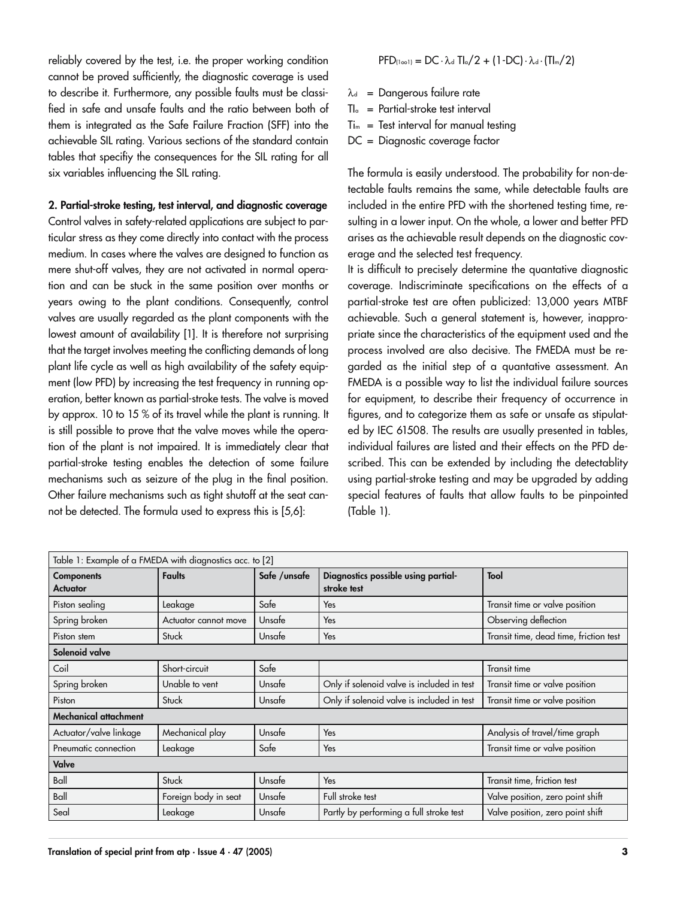reliably covered by the test, i.e. the proper working condition cannot be proved sufficiently, the diagnostic coverage is used to describe it. Furthermore, any possible faults must be classified in safe and unsafe faults and the ratio between both of them is integrated as the Safe Failure Fraction (SFF) into the achievable SIL rating. Various sections of the standard contain tables that specify the consequences for the SIL rating for all six variables influencing the SIL rating.

**2. Partial-stroke testing, test interval, and diagnostic coverage**

Control valves in safety-related applications are subject to particular stress as they come directly into contact with the process medium. In cases where the valves are designed to function as mere shut-off valves, they are not activated in normal operation and can be stuck in the same position over months or years owing to the plant conditions. Consequently, control valves are usually regarded as the plant components with the lowest amount of availability [1]. It is therefore not surprising that the target involves meeting the conflicting demands of long plant life cycle as well as high availability of the safety equipment (low PFD) by increasing the test frequency in running operation, better known as partial-stroke tests. The valve is moved by approx. 10 to 15 % of its travel while the plant is running. It is still possible to prove that the valve moves while the operation of the plant is not impaired. It is immediately clear that partial-stroke testing enables the detection of some failure mechanisms such as seizure of the plug in the final position. Other failure mechanisms such as tight shutoff at the seat cannot be detected. The formula used to express this is [5,6]:

$$PFD_{(1oo1)} = DC \cdot \lambda_d \, TI_a/2 + (1\text{-}DC) \cdot \lambda_d \cdot (TI_m/2)$$

$\lambda_d$ = Dangerous failure rate
$TI_a$ = Partial-stroke test interval
$Ti_m$ = Test interval for manual testing
DC = Diagnostic coverage factor

The formula is easily understood. The probability for non-detectable faults remains the same, while detectable faults are included in the entire PFD with the shortened testing time, resulting in a lower input. On the whole, a lower and better PFD arises as the achievable result depends on the diagnostic coverage and the selected test frequency.

It is difficult to precisely determine the quantative diagnostic coverage. Indiscriminate specifications on the effects of a partial-stroke test are often publicized: 13,000 years MTBF achievable. Such a general statement is, however, inappropriate since the characteristics of the equipment used and the process involved are also decisive. The FMEDA must be regarded as the initial step of a quantative assessment. An FMEDA is a possible way to list the individual failure sources for equipment, to describe their frequency of occurrence in figures, and to categorize them as safe or unsafe as stipulated by IEC 61508. The results are usually presented in tables, individual failures are listed and their effects on the PFD described. This can be extended by including the detectablity using partial-stroke testing and may be upgraded by adding special features of faults that allow faults to be pinpointed (Table 1).

Table 1: Example of a FMEDA with diagnostics acc. to [2]

| Components | Faults | Safe /unsafe | Diagnostics possible using partial-stroke test | Tool |
|---|---|---|---|---|
| **Actuator** | | | | |
| Piston sealing | Leakage | Safe | Yes | Transit time or valve position |
| Spring broken | Actuator cannot move | Unsafe | Yes | Observing deflection |
| Piston stem | Stuck | Unsafe | Yes | Transit time, dead time, friction test |
| **Solenoid valve** | | | | |
| Coil | Short-circuit | Safe | | Transit time |
| Spring broken | Unable to vent | Unsafe | Only if solenoid valve is included in test | Transit time or valve position |
| Piston | Stuck | Unsafe | Only if solenoid valve is included in test | Transit time or valve position |
| **Mechanical attachment** | | | | |
| Actuator/valve linkage | Mechanical play | Unsafe | Yes | Analysis of travel/time graph |
| Pneumatic connection | Leakage | Safe | Yes | Transit time or valve position |
| **Valve** | | | | |
| Ball | Stuck | Unsafe | Yes | Transit time, friction test |
| Ball | Foreign body in seat | Unsafe | Full stroke test | Valve position, zero point shift |
| Seal | Leakage | Unsafe | Partly by performing a full stroke test | Valve position, zero point shift |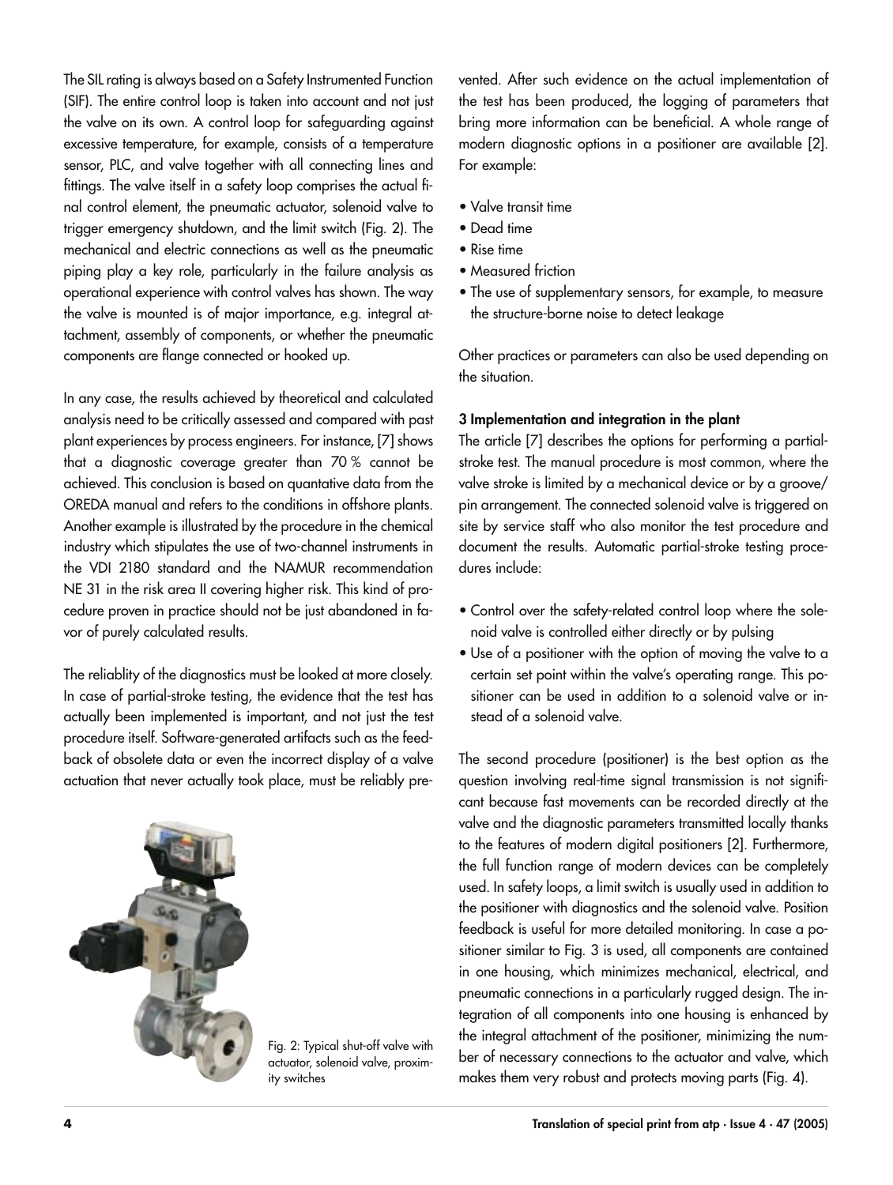The SIL rating is always based on a Safety Instrumented Function (SIF). The entire control loop is taken into account and not just the valve on its own. A control loop for safeguarding against excessive temperature, for example, consists of a temperature sensor, PLC, and valve together with all connecting lines and fittings. The valve itself in a safety loop comprises the actual final control element, the pneumatic actuator, solenoid valve to trigger emergency shutdown, and the limit switch (Fig. 2). The mechanical and electric connections as well as the pneumatic piping play a key role, particularly in the failure analysis as operational experience with control valves has shown. The way the valve is mounted is of major importance, e.g. integral attachment, assembly of components, or whether the pneumatic components are flange connected or hooked up.

In any case, the results achieved by theoretical and calculated analysis need to be critically assessed and compared with past plant experiences by process engineers. For instance, [7] shows that a diagnostic coverage greater than 70 % cannot be achieved. This conclusion is based on quantative data from the OREDA manual and refers to the conditions in offshore plants. Another example is illustrated by the procedure in the chemical industry which stipulates the use of two-channel instruments in the VDI 2180 standard and the NAMUR recommendation NE 31 in the risk area II covering higher risk. This kind of procedure proven in practice should not be just abandoned in favor of purely calculated results.

The reliablity of the diagnostics must be looked at more closely. In case of partial-stroke testing, the evidence that the test has actually been implemented is important, and not just the test procedure itself. Software-generated artifacts such as the feedback of obsolete data or even the incorrect display of a valve actuation that never actually took place, must be reliably prevented. After such evidence on the actual implementation of the test has been produced, the logging of parameters that bring more information can be beneficial. A whole range of modern diagnostic options in a positioner are available [2]. For example:

- Valve transit time
- Dead time
- Rise time
- Measured friction
- The use of supplementary sensors, for example, to measure the structure-borne noise to detect leakage

Other practices or parameters can also be used depending on the situation.

Fig. 2: Typical shut-off valve with actuator, solenoid valve, proximity switches

### 3 Implementation and integration in the plant

The article [7] describes the options for performing a partial-stroke test. The manual procedure is most common, where the valve stroke is limited by a mechanical device or by a groove/pin arrangement. The connected solenoid valve is triggered on site by service staff who also monitor the test procedure and document the results. Automatic partial-stroke testing procedures include:

- Control over the safety-related control loop where the solenoid valve is controlled either directly or by pulsing
- Use of a positioner with the option of moving the valve to a certain set point within the valve's operating range. This positioner can be used in addition to a solenoid valve or instead of a solenoid valve.

The second procedure (positioner) is the best option as the question involving real-time signal transmission is not significant because fast movements can be recorded directly at the valve and the diagnostic parameters transmitted locally thanks to the features of modern digital positioners [2]. Furthermore, the full function range of modern devices can be completely used. In safety loops, a limit switch is usually used in addition to the positioner with diagnostics and the solenoid valve. Position feedback is useful for more detailed monitoring. In case a positioner similar to Fig. 3 is used, all components are contained in one housing, which minimizes mechanical, electrical, and pneumatic connections in a particularly rugged design. The integration of all components into one housing is enhanced by the integral attachment of the positioner, minimizing the number of necessary connections to the actuator and valve, which makes them very robust and protects moving parts (Fig. 4).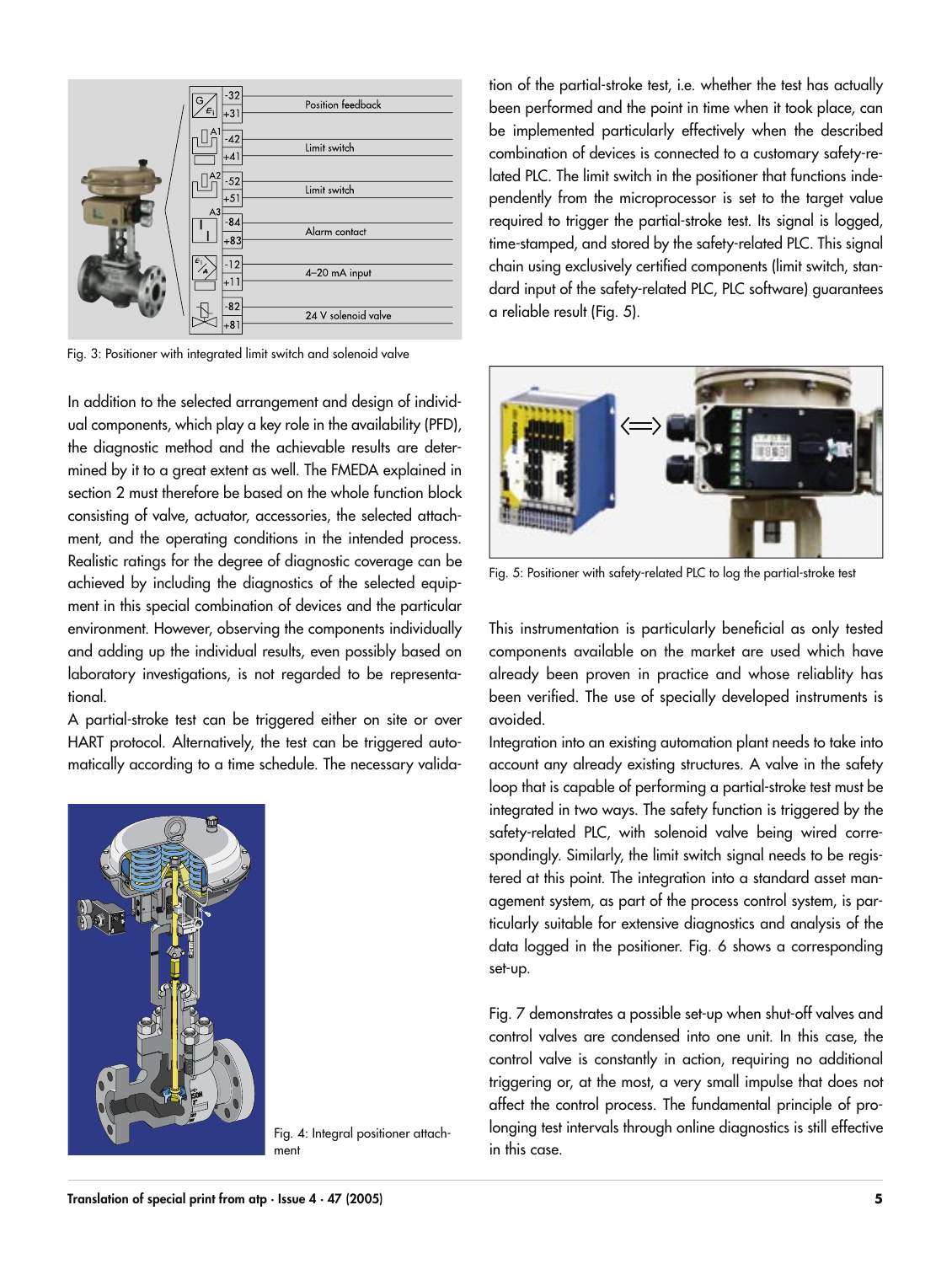Fig. 3: Positioner with integrated limit switch and solenoid valve

In addition to the selected arrangement and design of individual components, which play a key role in the availability (PFD), the diagnostic method and the achievable results are determined by it to a great extent as well. The FMEDA explained in section 2 must therefore be based on the whole function block consisting of valve, actuator, accessories, the selected attachment, and the operating conditions in the intended process. Realistic ratings for the degree of diagnostic coverage can be achieved by including the diagnostics of the selected equipment in this special combination of devices and the particular environment. However, observing the components individually and adding up the individual results, even possibly based on laboratory investigations, is not regarded to be representational.

A partial-stroke test can be triggered either on site or over HART protocol. Alternatively, the test can be triggered automatically according to a time schedule. The necessary validation of the partial-stroke test, i.e. whether the test has actually been performed and the point in time when it took place, can be implemented particularly effectively when the described combination of devices is connected to a customary safety-related PLC. The limit switch in the positioner that functions independently from the microprocessor is set to the target value required to trigger the partial-stroke test. Its signal is logged, time-stamped, and stored by the safety-related PLC. This signal chain using exclusively certified components (limit switch, standard input of the safety-related PLC, PLC software) guarantees a reliable result (Fig. 5).

Fig. 4: Integral positioner attachment

Fig. 5: Positioner with safety-related PLC to log the partial-stroke test

This instrumentation is particularly beneficial as only tested components available on the market are used which have already been proven in practice and whose reliablity has been verified. The use of specially developed instruments is avoided.

Integration into an existing automation plant needs to take into account any already existing structures. A valve in the safety loop that is capable of performing a partial-stroke test must be integrated in two ways. The safety function is triggered by the safety-related PLC, with solenoid valve being wired correspondingly. Similarly, the limit switch signal needs to be registered at this point. The integration into a standard asset management system, as part of the process control system, is particularly suitable for extensive diagnostics and analysis of the data logged in the positioner. Fig. 6 shows a corresponding set-up.

Fig. 7 demonstrates a possible set-up when shut-off valves and control valves are condensed into one unit. In this case, the control valve is constantly in action, requiring no additional triggering or, at the most, a very small impulse that does not affect the control process. The fundamental principle of prolonging test intervals through online diagnostics is still effective in this case.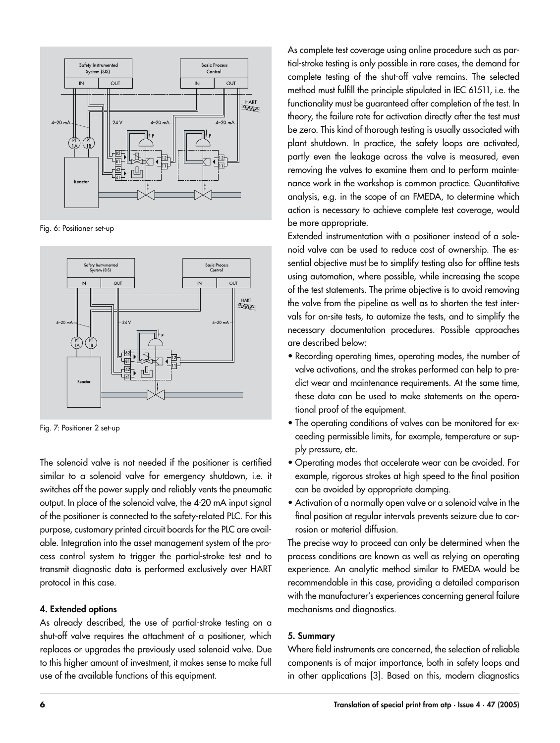Fig. 6: Positioner set-up

Fig. 7: Positioner 2 set-up

The solenoid valve is not needed if the positioner is certified similar to a solenoid valve for emergency shutdown, i.e. it switches off the power supply and reliably vents the pneumatic output. In place of the solenoid valve, the 4-20 mA input signal of the positioner is connected to the safety-related PLC. For this purpose, customary printed circuit boards for the PLC are available. Integration into the asset management system of the process control system to trigger the partial-stroke test and to transmit diagnostic data is performed exclusively over HART protocol in this case.

#### 4. Extended options

As already described, the use of partial-stroke testing on a shut-off valve requires the attachment of a positioner, which replaces or upgrades the previously used solenoid valve. Due to this higher amount of investment, it makes sense to make full use of the available functions of this equipment.

As complete test coverage using online procedure such as partial-stroke testing is only possible in rare cases, the demand for complete testing of the shut-off valve remains. The selected method must fulfill the principle stipulated in IEC 61511, i.e. the functionality must be guaranteed after completion of the test. In theory, the failure rate for activation directly after the test must be zero. This kind of thorough testing is usually associated with plant shutdown. In practice, the safety loops are activated, partly even the leakage across the valve is measured, even removing the valves to examine them and to perform maintenance work in the workshop is common practice. Quantitative analysis, e.g. in the scope of an FMEDA, to determine which action is necessary to achieve complete test coverage, would be more appropriate.

Extended instrumentation with a positioner instead of a solenoid valve can be used to reduce cost of ownership. The essential objective must be to simplify testing also for offline tests using automation, where possible, while increasing the scope of the test statements. The prime objective is to avoid removing the valve from the pipeline as well as to shorten the test intervals for on-site tests, to automize the tests, and to simplify the necessary documentation procedures. Possible approaches are described below:

- Recording operating times, operating modes, the number of valve activations, and the strokes performed can help to predict wear and maintenance requirements. At the same time, these data can be used to make statements on the operational proof of the equipment.
- The operating conditions of valves can be monitored for exceeding permissible limits, for example, temperature or supply pressure, etc.
- Operating modes that accelerate wear can be avoided. For example, rigorous strokes at high speed to the final position can be avoided by appropriate damping.
- Activation of a normally open valve or a solenoid valve in the final position at regular intervals prevents seizure due to corrosion or material diffusion.

The precise way to proceed can only be determined when the process conditions are known as well as relying on operating experience. An analytic method similar to FMEDA would be recommendable in this case, providing a detailed comparison with the manufacturer's experiences concerning general failure mechanisms and diagnostics.

#### 5. Summary

Where field instruments are concerned, the selection of reliable components is of major importance, both in safety loops and in other applications [3]. Based on this, modern diagnostics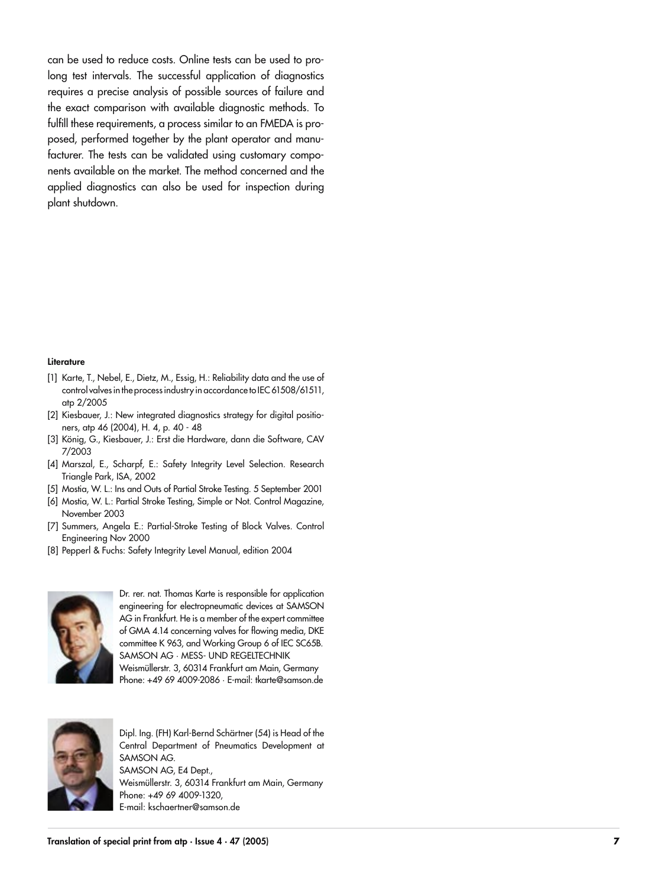can be used to reduce costs. Online tests can be used to prolong test intervals. The successful application of diagnostics requires a precise analysis of possible sources of failure and the exact comparison with available diagnostic methods. To fulfill these requirements, a process similar to an FMEDA is proposed, performed together by the plant operator and manufacturer. The tests can be validated using customary components available on the market. The method concerned and the applied diagnostics can also be used for inspection during plant shutdown.

**Literature**

[1] Karte, T., Nebel, E., Dietz, M., Essig, H.: Reliability data and the use of control valves in the process industry in accordance to IEC 61508/61511, atp 2/2005

[2] Kiesbauer, J.: New integrated diagnostics strategy for digital positioners, atp 46 (2004), H. 4, p. 40 - 48

[3] König, G., Kiesbauer, J.: Erst die Hardware, dann die Software, CAV 7/2003

[4] Marszal, E., Scharpf, E.: Safety Integrity Level Selection. Research Triangle Park, ISA, 2002

[5] Mostia, W. L.: Ins and Outs of Partial Stroke Testing. 5 September 2001

[6] Mostia, W. L.: Partial Stroke Testing, Simple or Not. Control Magazine, November 2003

[7] Summers, Angela E.: Partial-Stroke Testing of Block Valves. Control Engineering Nov 2000

[8] Pepperl & Fuchs: Safety Integrity Level Manual, edition 2004

Dr. rer. nat. Thomas Karte is responsible for application engineering for electropneumatic devices at SAMSON AG in Frankfurt. He is a member of the expert committee of GMA 4.14 concerning valves for flowing media, DKE committee K 963, and Working Group 6 of IEC SC65B.
SAMSON AG · MESS- UND REGELTECHNIK
Weismüllerstr. 3, 60314 Frankfurt am Main, Germany
Phone: +49 69 4009-2086 · E-mail: tkarte@samson.de

Dipl. Ing. (FH) Karl-Bernd Schärtner (54) is Head of the Central Department of Pneumatics Development at SAMSON AG.
SAMSON AG, E4 Dept.,
Weismüllerstr. 3, 60314 Frankfurt am Main, Germany
Phone: +49 69 4009-1320,
E-mail: kschaertner@samson.de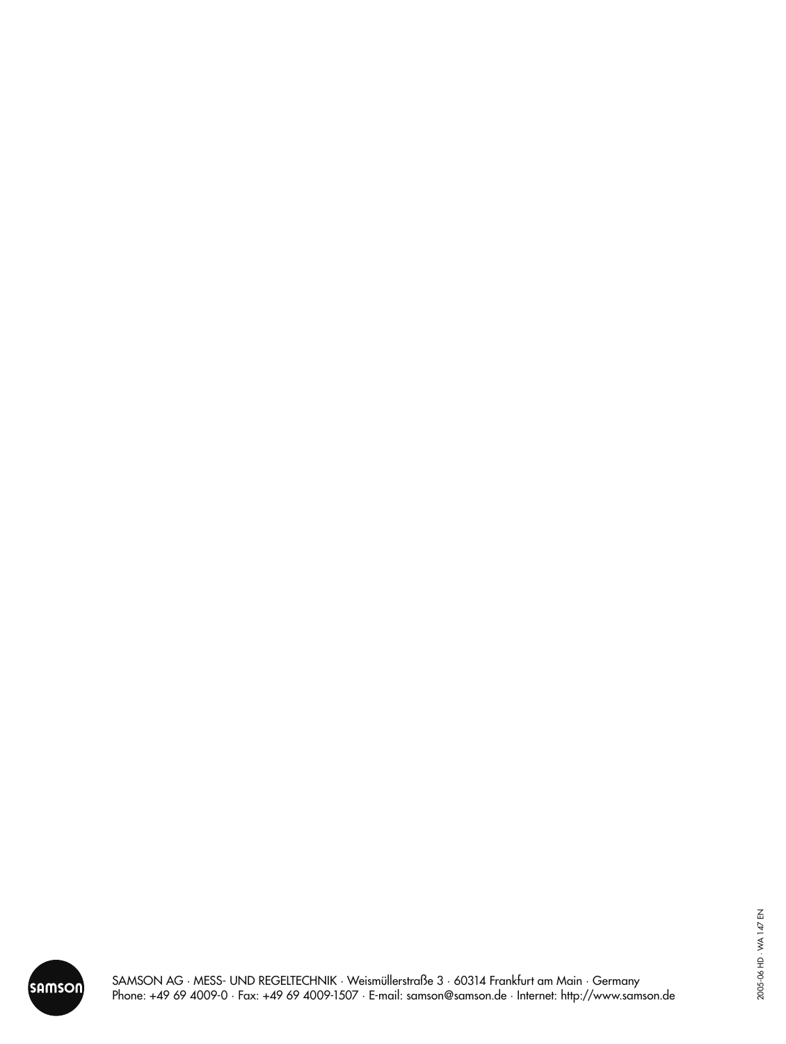SAMSON AG · MESS- UND REGELTECHNIK · Weismüllerstraße 3 · 60314 Frankfurt am Main · Germany
Phone: +49 69 4009-0 · Fax: +49 69 4009-1507 · E-mail: samson@samson.de · Internet: http://www.samson.de

2005-06 HD · WA 147 EN